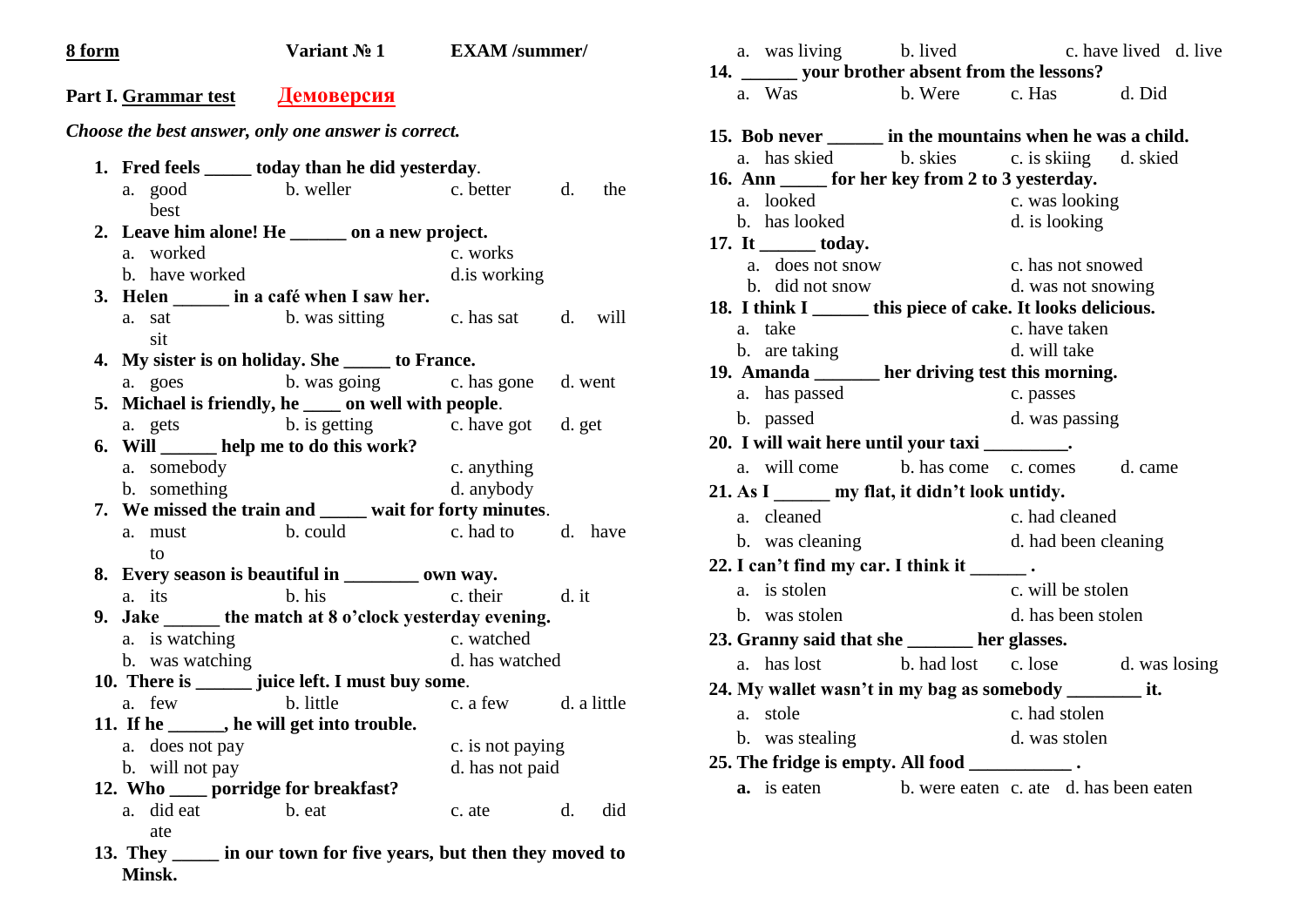**8 form** **Variant № 1** **EXAM /summer/**

**Part I. Grammar test** **Демоверсия**

*Choose the best answer, only one answer is correct.*

1. **Fred feels _____ today than he did yesterday.**
   a. good b. weller c. better d. the best
2. **Leave him alone! He ______ on a new project.**
   a. worked c. works
   b. have worked d. is working
3. **Helen ______ in a café when I saw her.**
   a. sat b. was sitting c. has sat d. will sit
4. **My sister is on holiday. She _____ to France.**
   a. goes b. was going c. has gone d. went
5. **Michael is friendly, he ____ on well with people.**
   a. gets b. is getting c. have got d. get
6. **Will ______ help me to do this work?**
   a. somebody c. anything
   b. something d. anybody
7. **We missed the train and _____ wait for forty minutes.**
   a. must b. could c. had to d. have to
8. **Every season is beautiful in ________ own way.**
   a. its b. his c. their d. it
9. **Jake ______ the match at 8 o'clock yesterday evening.**
   a. is watching c. watched
   b. was watching d. has watched
10. **There is ______ juice left. I must buy some.**
    a. few b. little c. a few d. a little
11. **If he ______, he will get into trouble.**
    a. does not pay c. is not paying
    b. will not pay d. has not paid
12. **Who ____ porridge for breakfast?**
    a. did eat b. eat c. ate d. did ate
13. **They _____ in our town for five years, but then they moved to Minsk.**
    a. was living b. lived c. have lived d. live
14. **______ your brother absent from the lessons?**
    a. Was b. Were c. Has d. Did
15. **Bob never ______ in the mountains when he was a child.**
    a. has skied b. skies c. is skiing d. skied
16. **Ann _____ for her key from 2 to 3 yesterday.**
    a. looked c. was looking
    b. has looked d. is looking
17. **It ______ today.**
    a. does not snow c. has not snowed
    b. did not snow d. was not snowing
18. **I think I ______ this piece of cake. It looks delicious.**
    a. take c. have taken
    b. are taking d. will take
19. **Amanda _______ her driving test this morning.**
    a. has passed c. passes
    b. passed d. was passing
20. **I will wait here until your taxi _________.**
    a. will come b. has come c. comes d. came
21. **As I ______ my flat, it didn't look untidy.**
    a. cleaned c. had cleaned
    b. was cleaning d. had been cleaning
22. **I can't find my car. I think it ______ .**
    a. is stolen c. will be stolen
    b. was stolen d. has been stolen
23. **Granny said that she _______ her glasses.**
    a. has lost b. had lost c. lose d. was losing
24. **My wallet wasn't in my bag as somebody ________ it.**
    a. stole c. had stolen
    b. was stealing d. was stolen
25. **The fridge is empty. All food ___________ .**
    **a.** is eaten b. were eaten c. ate d. has been eaten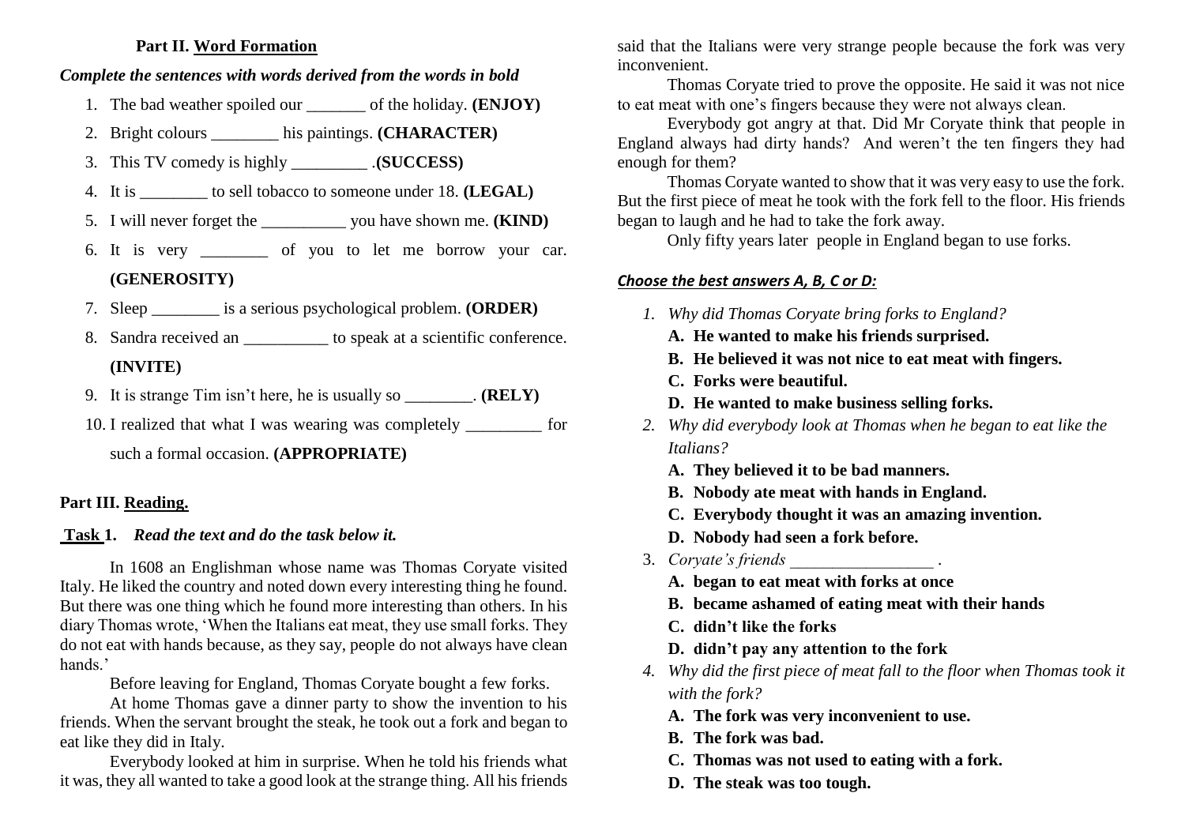## Part II. Word Formation

***Complete the sentences with words derived from the words in bold***

1. The bad weather spoiled our _______ of the holiday. **(ENJOY)**
2. Bright colours ________ his paintings. **(CHARACTER)**
3. This TV comedy is highly _________ .**(SUCCESS)**
4. It is ________ to sell tobacco to someone under 18. **(LEGAL)**
5. I will never forget the __________ you have shown me. **(KIND)**
6. It is very ________ of you to let me borrow your car. **(GENEROSITY)**
7. Sleep ________ is a serious psychological problem. **(ORDER)**
8. Sandra received an __________ to speak at a scientific conference. **(INVITE)**
9. It is strange Tim isn't here, he is usually so ________. **(RELY)**
10. I realized that what I was wearing was completely _________ for such a formal occasion. **(APPROPRIATE)**

## Part III. Reading.

**Task 1.** *Read the text and do the task below it.*

In 1608 an Englishman whose name was Thomas Coryate visited Italy. He liked the country and noted down every interesting thing he found. But there was one thing which he found more interesting than others. In his diary Thomas wrote, 'When the Italians eat meat, they use small forks. They do not eat with hands because, as they say, people do not always have clean hands.'

Before leaving for England, Thomas Coryate bought a few forks.

At home Thomas gave a dinner party to show the invention to his friends. When the servant brought the steak, he took out a fork and began to eat like they did in Italy.

Everybody looked at him in surprise. When he told his friends what it was, they all wanted to take a good look at the strange thing. All his friends said that the Italians were very strange people because the fork was very inconvenient.

Thomas Coryate tried to prove the opposite. He said it was not nice to eat meat with one's fingers because they were not always clean.

Everybody got angry at that. Did Mr Coryate think that people in England always had dirty hands? And weren't the ten fingers they had enough for them?

Thomas Coryate wanted to show that it was very easy to use the fork. But the first piece of meat he took with the fork fell to the floor. His friends began to laugh and he had to take the fork away.

Only fifty years later people in England began to use forks.

***Choose the best answers A, B, C or D:***

1. *Why did Thomas Coryate bring forks to England?*
   **A. He wanted to make his friends surprised.**
   **B. He believed it was not nice to eat meat with fingers.**
   **C. Forks were beautiful.**
   **D. He wanted to make business selling forks.**
2. *Why did everybody look at Thomas when he began to eat like the Italians?*
   **A. They believed it to be bad manners.**
   **B. Nobody ate meat with hands in England.**
   **C. Everybody thought it was an amazing invention.**
   **D. Nobody had seen a fork before.**
3. *Coryate's friends _________________ .*
   **A. began to eat meat with forks at once**
   **B. became ashamed of eating meat with their hands**
   **C. didn't like the forks**
   **D. didn't pay any attention to the fork**
4. *Why did the first piece of meat fall to the floor when Thomas took it with the fork?*
   **A. The fork was very inconvenient to use.**
   **B. The fork was bad.**
   **C. Thomas was not used to eating with a fork.**
   **D. The steak was too tough.**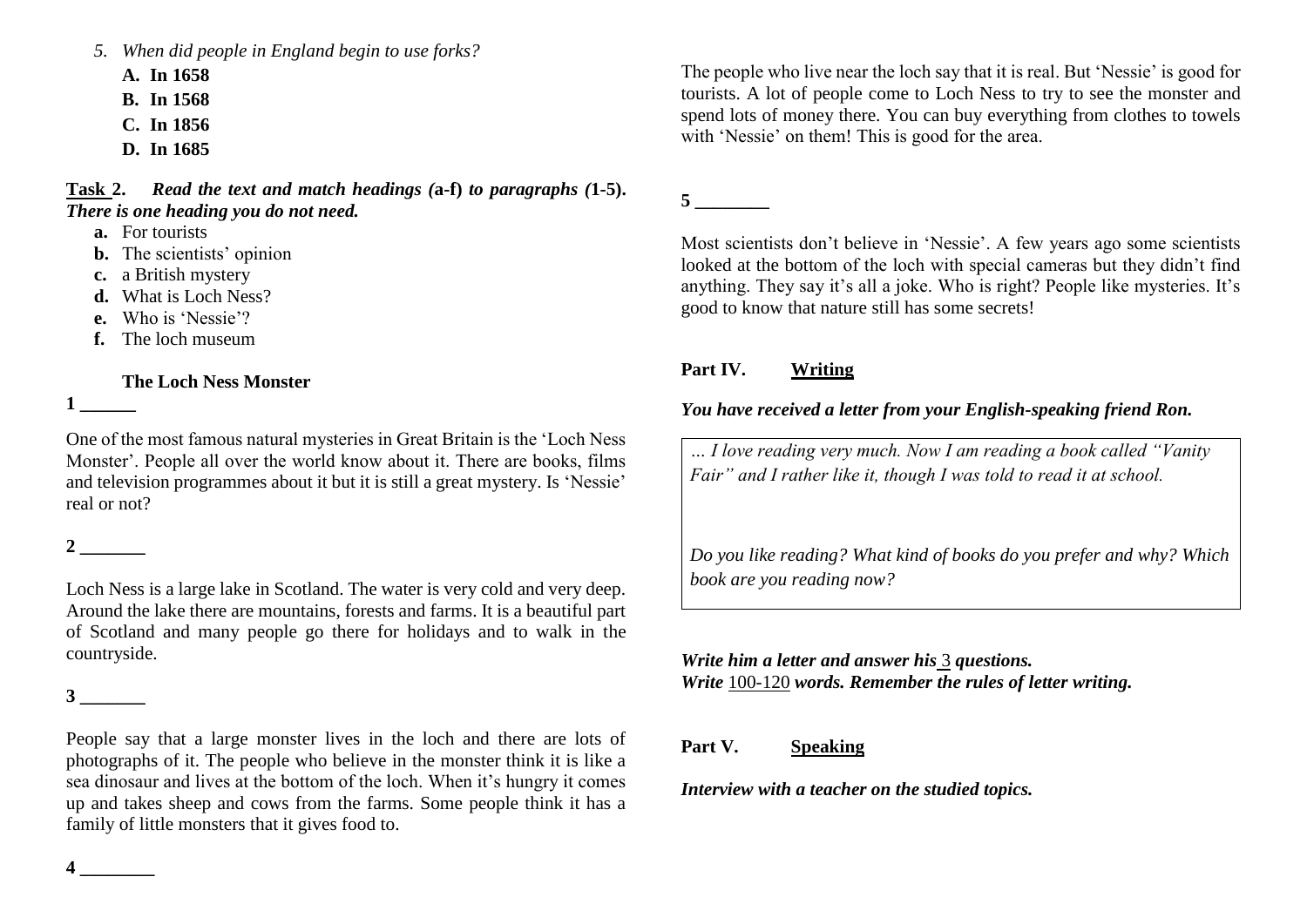*5. When did people in England begin to use forks?*

**A. In 1658**

**B. In 1568**

**C. In 1856**

**D. In 1685**

**Task 2.** ***Read the text and match headings (a-f) to paragraphs (1-5). There is one heading you do not need.***

**a.** For tourists
**b.** The scientists' opinion
**c.** a British mystery
**d.** What is Loch Ness?
**e.** Who is 'Nessie'?
**f.** The loch museum

**The Loch Ness Monster**

**1 ______**

One of the most famous natural mysteries in Great Britain is the 'Loch Ness Monster'. People all over the world know about it. There are books, films and television programmes about it but it is still a great mystery. Is 'Nessie' real or not?

**2 _______**

Loch Ness is a large lake in Scotland. The water is very cold and very deep. Around the lake there are mountains, forests and farms. It is a beautiful part of Scotland and many people go there for holidays and to walk in the countryside.

**3 _______**

People say that a large monster lives in the loch and there are lots of photographs of it. The people who believe in the monster think it is like a sea dinosaur and lives at the bottom of the loch. When it's hungry it comes up and takes sheep and cows from the farms. Some people think it has a family of little monsters that it gives food to.

**4 ________**

The people who live near the loch say that it is real. But 'Nessie' is good for tourists. A lot of people come to Loch Ness to try to see the monster and spend lots of money there. You can buy everything from clothes to towels with 'Nessie' on them! This is good for the area.

**5 ________**

Most scientists don't believe in 'Nessie'. A few years ago some scientists looked at the bottom of the loch with special cameras but they didn't find anything. They say it's all a joke. Who is right? People like mysteries. It's good to know that nature still has some secrets!

## Part IV. Writing

***You have received a letter from your English-speaking friend Ron.***

> *… I love reading very much. Now I am reading a book called "Vanity Fair" and I rather like it, though I was told to read it at school.*
>
> *Do you like reading? What kind of books do you prefer and why? Which book are you reading now?*

***Write him a letter and answer his 3 questions.***
***Write 100-120 words. Remember the rules of letter writing.***

## Part V. Speaking

***Interview with a teacher on the studied topics.***